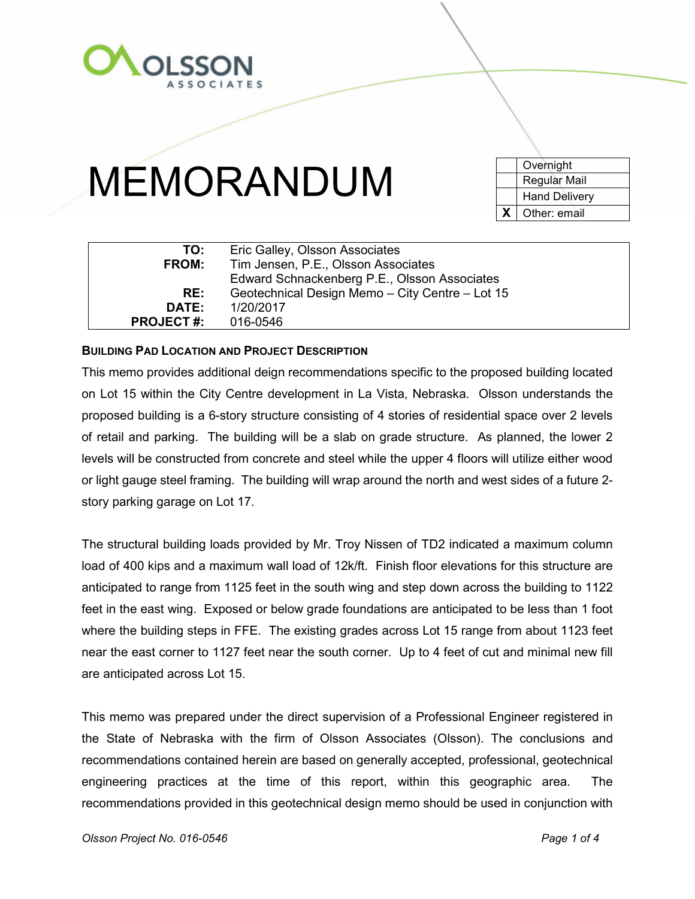# MEMORANDUM

| | |
|---|---|
| | Overnight |
| | Regular Mail |
| | Hand Delivery |
| X | Other: email |

| | |
|---|---|
| **TO:** | Eric Galley, Olsson Associates |
| **FROM:** | Tim Jensen, P.E., Olsson Associates |
| | Edward Schnackenberg P.E., Olsson Associates |
| **RE:** | Geotechnical Design Memo – City Centre – Lot 15 |
| **DATE:** | 1/20/2017 |
| **PROJECT #:** | 016-0546 |

### BUILDING PAD LOCATION AND PROJECT DESCRIPTION

This memo provides additional deign recommendations specific to the proposed building located on Lot 15 within the City Centre development in La Vista, Nebraska. Olsson understands the proposed building is a 6-story structure consisting of 4 stories of residential space over 2 levels of retail and parking. The building will be a slab on grade structure. As planned, the lower 2 levels will be constructed from concrete and steel while the upper 4 floors will utilize either wood or light gauge steel framing. The building will wrap around the north and west sides of a future 2-story parking garage on Lot 17.

The structural building loads provided by Mr. Troy Nissen of TD2 indicated a maximum column load of 400 kips and a maximum wall load of 12k/ft. Finish floor elevations for this structure are anticipated to range from 1125 feet in the south wing and step down across the building to 1122 feet in the east wing. Exposed or below grade foundations are anticipated to be less than 1 foot where the building steps in FFE. The existing grades across Lot 15 range from about 1123 feet near the east corner to 1127 feet near the south corner. Up to 4 feet of cut and minimal new fill are anticipated across Lot 15.

This memo was prepared under the direct supervision of a Professional Engineer registered in the State of Nebraska with the firm of Olsson Associates (Olsson). The conclusions and recommendations contained herein are based on generally accepted, professional, geotechnical engineering practices at the time of this report, within this geographic area. The recommendations provided in this geotechnical design memo should be used in conjunction with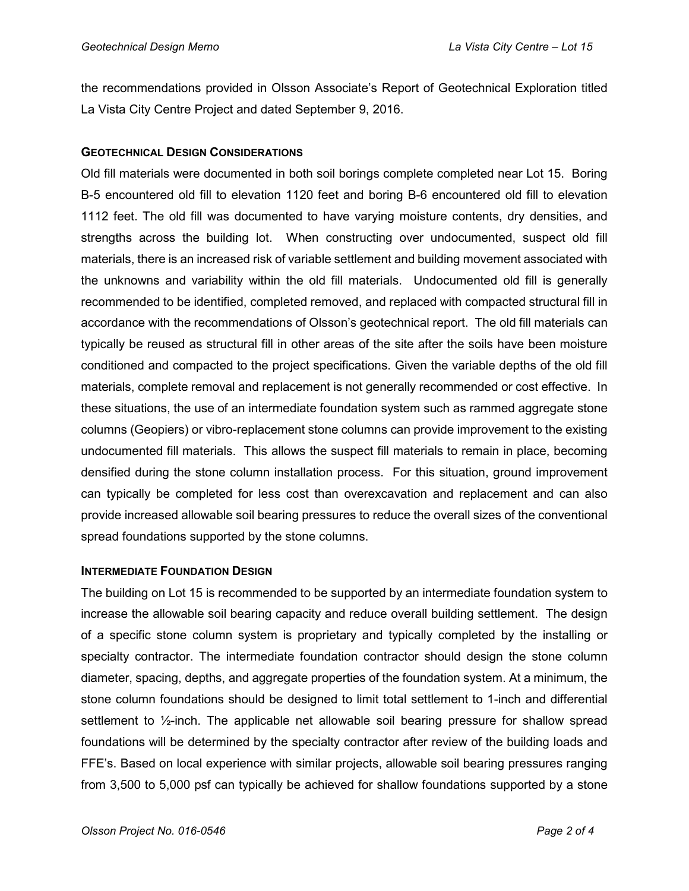the recommendations provided in Olsson Associate's Report of Geotechnical Exploration titled La Vista City Centre Project and dated September 9, 2016.

### GEOTECHNICAL DESIGN CONSIDERATIONS

Old fill materials were documented in both soil borings complete completed near Lot 15. Boring B-5 encountered old fill to elevation 1120 feet and boring B-6 encountered old fill to elevation 1112 feet. The old fill was documented to have varying moisture contents, dry densities, and strengths across the building lot. When constructing over undocumented, suspect old fill materials, there is an increased risk of variable settlement and building movement associated with the unknowns and variability within the old fill materials. Undocumented old fill is generally recommended to be identified, completed removed, and replaced with compacted structural fill in accordance with the recommendations of Olsson's geotechnical report. The old fill materials can typically be reused as structural fill in other areas of the site after the soils have been moisture conditioned and compacted to the project specifications. Given the variable depths of the old fill materials, complete removal and replacement is not generally recommended or cost effective. In these situations, the use of an intermediate foundation system such as rammed aggregate stone columns (Geopiers) or vibro-replacement stone columns can provide improvement to the existing undocumented fill materials. This allows the suspect fill materials to remain in place, becoming densified during the stone column installation process. For this situation, ground improvement can typically be completed for less cost than overexcavation and replacement and can also provide increased allowable soil bearing pressures to reduce the overall sizes of the conventional spread foundations supported by the stone columns.

### INTERMEDIATE FOUNDATION DESIGN

The building on Lot 15 is recommended to be supported by an intermediate foundation system to increase the allowable soil bearing capacity and reduce overall building settlement. The design of a specific stone column system is proprietary and typically completed by the installing or specialty contractor. The intermediate foundation contractor should design the stone column diameter, spacing, depths, and aggregate properties of the foundation system. At a minimum, the stone column foundations should be designed to limit total settlement to 1-inch and differential settlement to ½-inch. The applicable net allowable soil bearing pressure for shallow spread foundations will be determined by the specialty contractor after review of the building loads and FFE's. Based on local experience with similar projects, allowable soil bearing pressures ranging from 3,500 to 5,000 psf can typically be achieved for shallow foundations supported by a stone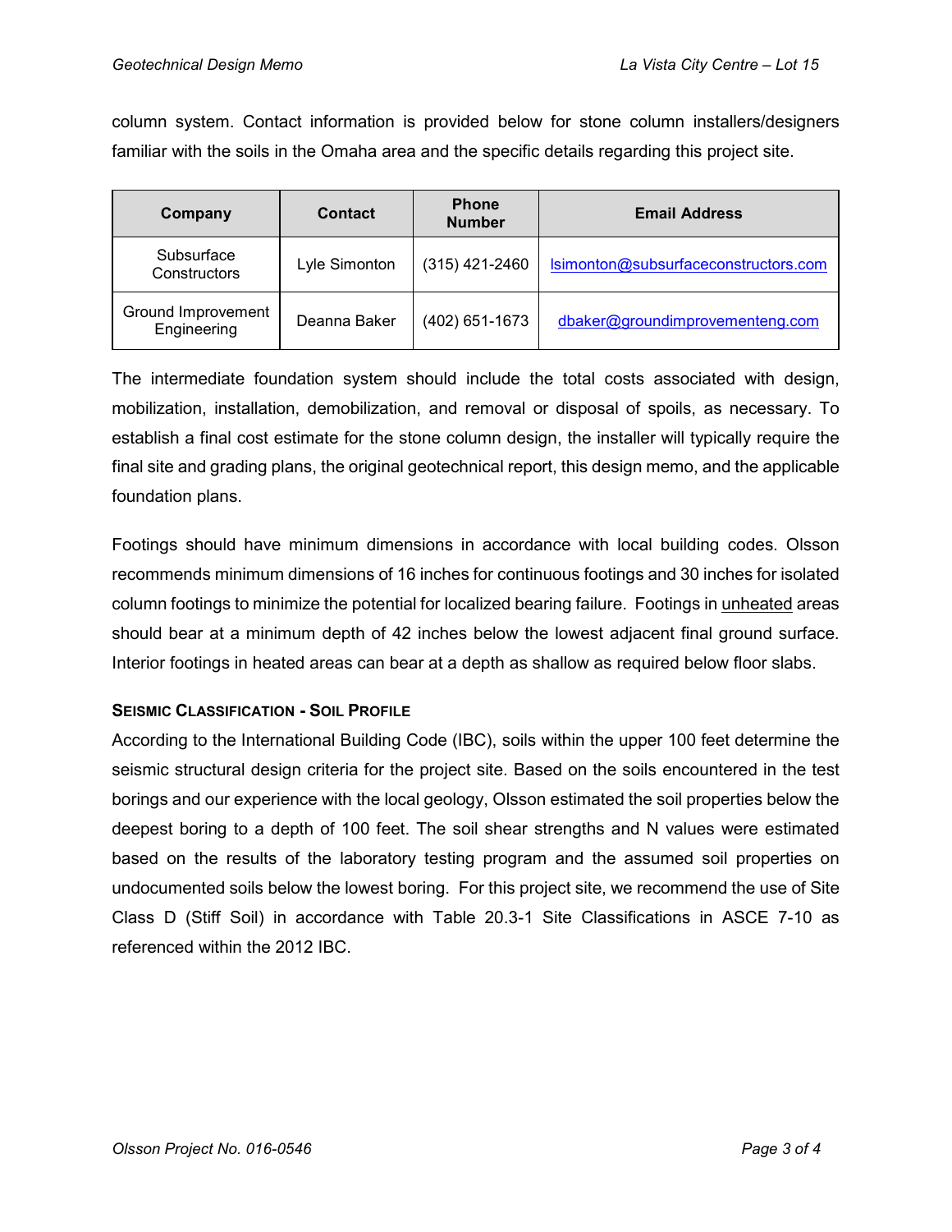column system. Contact information is provided below for stone column installers/designers familiar with the soils in the Omaha area and the specific details regarding this project site.

| Company | Contact | Phone Number | Email Address |
|---|---|---|---|
| Subsurface Constructors | Lyle Simonton | (315) 421-2460 | lsimonton@subsurfaceconstructors.com |
| Ground Improvement Engineering | Deanna Baker | (402) 651-1673 | dbaker@groundimprovementeng.com |

The intermediate foundation system should include the total costs associated with design, mobilization, installation, demobilization, and removal or disposal of spoils, as necessary. To establish a final cost estimate for the stone column design, the installer will typically require the final site and grading plans, the original geotechnical report, this design memo, and the applicable foundation plans.

Footings should have minimum dimensions in accordance with local building codes. Olsson recommends minimum dimensions of 16 inches for continuous footings and 30 inches for isolated column footings to minimize the potential for localized bearing failure. Footings in unheated areas should bear at a minimum depth of 42 inches below the lowest adjacent final ground surface. Interior footings in heated areas can bear at a depth as shallow as required below floor slabs.

### Seismic Classification - Soil Profile

According to the International Building Code (IBC), soils within the upper 100 feet determine the seismic structural design criteria for the project site. Based on the soils encountered in the test borings and our experience with the local geology, Olsson estimated the soil properties below the deepest boring to a depth of 100 feet. The soil shear strengths and N values were estimated based on the results of the laboratory testing program and the assumed soil properties on undocumented soils below the lowest boring. For this project site, we recommend the use of Site Class D (Stiff Soil) in accordance with Table 20.3-1 Site Classifications in ASCE 7-10 as referenced within the 2012 IBC.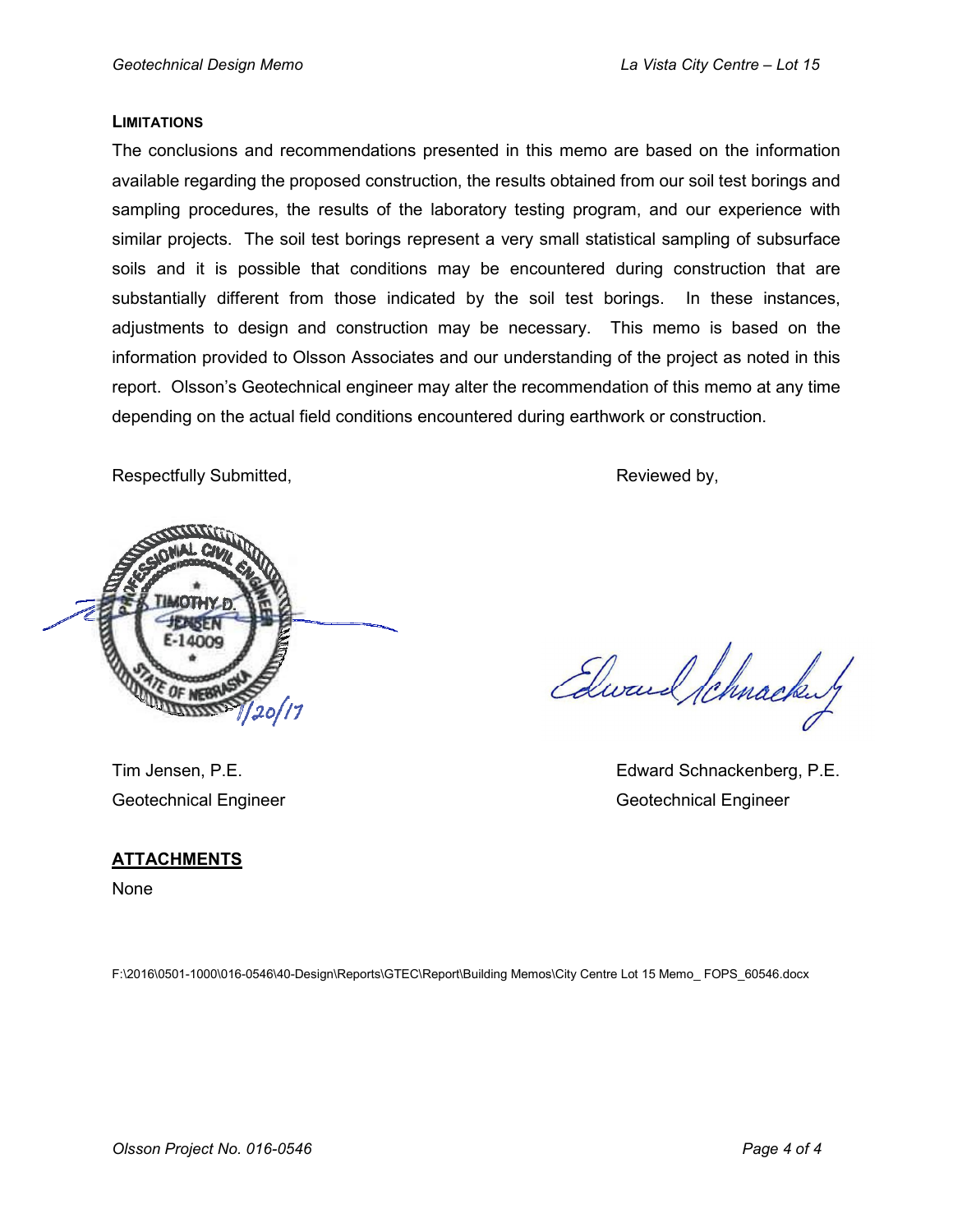### LIMITATIONS

The conclusions and recommendations presented in this memo are based on the information available regarding the proposed construction, the results obtained from our soil test borings and sampling procedures, the results of the laboratory testing program, and our experience with similar projects. The soil test borings represent a very small statistical sampling of subsurface soils and it is possible that conditions may be encountered during construction that are substantially different from those indicated by the soil test borings. In these instances, adjustments to design and construction may be necessary. This memo is based on the information provided to Olsson Associates and our understanding of the project as noted in this report. Olsson's Geotechnical engineer may alter the recommendation of this memo at any time depending on the actual field conditions encountered during earthwork or construction.

Respectfully Submitted,

PROFESSIONAL CIVIL ENGINEER
TIMOTHY D. JENSEN
E-14009
STATE OF NEBRASKA
1/20/17

Tim Jensen, P.E.
Geotechnical Engineer

Reviewed by,

Edward Schnackenberg, P.E.
Geotechnical Engineer

## ATTACHMENTS

None

F:\2016\0501-1000\016-0546\40-Design\Reports\GTEC\Report\Building Memos\City Centre Lot 15 Memo_ FOPS_60546.docx